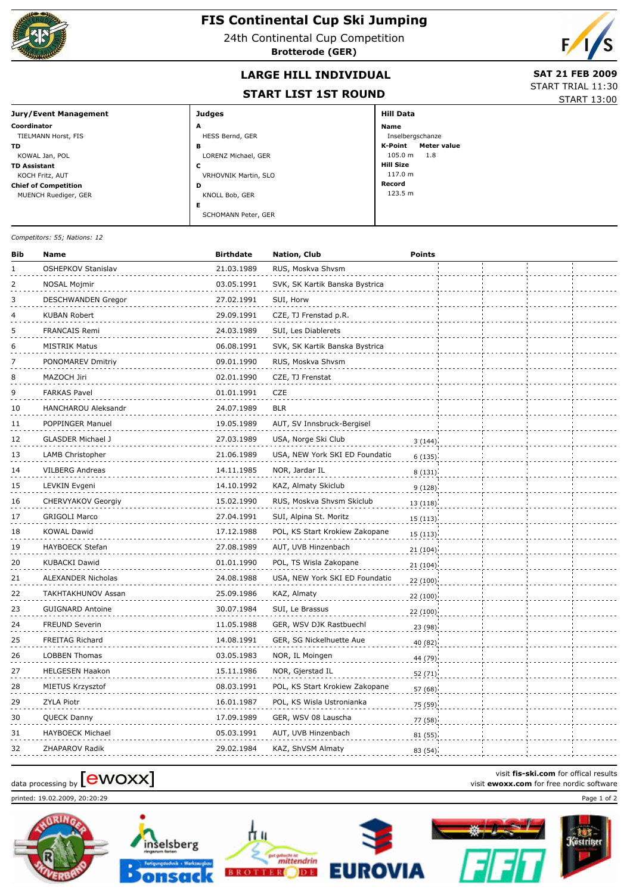# FIS Continental Cup Ski Jumping

24th Continental Cup Competition

**Brotterode (GER)**

## LARGE HILL INDIVIDUAL

## START LIST 1ST ROUND

**SAT 21 FEB 2009**
START TRIAL 11:30
START 13:00

| Jury/Event Management | Judges | Hill Data |
|---|---|---|
| **Coordinator** TIELMANN Horst, FIS | **A** HESS Bernd, GER | **Name** Inselbergschanze |
| **TD** KOWAL Jan, POL | **B** LORENZ Michael, GER | **K-Point** 105.0 m **Meter value** 1.8 |
| **TD Assistant** KOCH Fritz, AUT | **C** VRHOVNIK Martin, SLO | **Hill Size** 117.0 m |
| **Chief of Competition** MUENCH Ruediger, GER | **D** KNOLL Bob, GER | **Record** 123.5 m |
| | **E** SCHOMANN Peter, GER | |

*Competitors: 55; Nations: 12*

| Bib | Name | Birthdate | Nation, Club | Points |
|---|---|---|---|---|
| 1 | OSHEPKOV Stanislav | 21.03.1989 | RUS, Moskva Shvsm | |
| 2 | NOSAL Mojmir | 03.05.1991 | SVK, SK Kartik Banska Bystrica | |
| 3 | DESCHWANDEN Gregor | 27.02.1991 | SUI, Horw | |
| 4 | KUBAN Robert | 29.09.1991 | CZE, TJ Frenstad p.R. | |
| 5 | FRANCAIS Remi | 24.03.1989 | SUI, Les Diablerets | |
| 6 | MISTRIK Matus | 06.08.1991 | SVK, SK Kartik Banska Bystrica | |
| 7 | PONOMAREV Dmitriy | 09.01.1990 | RUS, Moskva Shvsm | |
| 8 | MAZOCH Jiri | 02.01.1990 | CZE, TJ Frenstat | |
| 9 | FARKAS Pavel | 01.01.1991 | CZE | |
| 10 | HANCHAROU Aleksandr | 24.07.1989 | BLR | |
| 11 | POPPINGER Manuel | 19.05.1989 | AUT, SV Innsbruck-Bergisel | |
| 12 | GLASDER Michael J | 27.03.1989 | USA, Norge Ski Club | 3 (144) |
| 13 | LAMB Christopher | 21.06.1989 | USA, NEW York SKI ED Foundatic | 6 (135) |
| 14 | VILBERG Andreas | 14.11.1985 | NOR, Jardar IL | 8 (131) |
| 15 | LEVKIN Evgeni | 14.10.1992 | KAZ, Almaty Skiclub | 9 (128) |
| 16 | CHERVYAKOV Georgiy | 15.02.1990 | RUS, Moskva Shvsm Skiclub | 13 (118) |
| 17 | GRIGOLI Marco | 27.04.1991 | SUI, Alpina St. Moritz | 15 (113) |
| 18 | KOWAL Dawid | 17.12.1988 | POL, KS Start Krokiew Zakopane | 15 (113) |
| 19 | HAYBOECK Stefan | 27.08.1989 | AUT, UVB Hinzenbach | 21 (104) |
| 20 | KUBACKI Dawid | 01.01.1990 | POL, TS Wisla Zakopane | 21 (104) |
| 21 | ALEXANDER Nicholas | 24.08.1988 | USA, NEW York SKI ED Foundatic | 22 (100) |
| 22 | TAKHTAKHUNOV Assan | 25.09.1986 | KAZ, Almaty | 22 (100) |
| 23 | GUIGNARD Antoine | 30.07.1984 | SUI, Le Brassus | 22 (100) |
| 24 | FREUND Severin | 11.05.1988 | GER, WSV DJK Rastbuechl | 23 (98) |
| 25 | FREITAG Richard | 14.08.1991 | GER, SG Nickelhuette Aue | 40 (82) |
| 26 | LOBBEN Thomas | 03.05.1983 | NOR, IL Moingen | 44 (79) |
| 27 | HELGESEN Haakon | 15.11.1986 | NOR, Gjerstad IL | 52 (71) |
| 28 | MIETUS Krzysztof | 08.03.1991 | POL, KS Start Krokiew Zakopane | 57 (68) |
| 29 | ZYLA Piotr | 16.01.1987 | POL, KS Wisla Ustronianka | 75 (59) |
| 30 | QUECK Danny | 17.09.1989 | GER, WSV 08 Lauscha | 77 (58) |
| 31 | HAYBOECK Michael | 05.03.1991 | AUT, UVB Hinzenbach | 81 (55) |
| 32 | ZHAPAROV Radik | 29.02.1984 | KAZ, ShVSM Almaty | 83 (54) |

data processing by [ewoxx]

visit **fis-ski.com** for offical results
visit **ewoxx.com** for free nordic software

printed: 19.02.2009, 20:20:29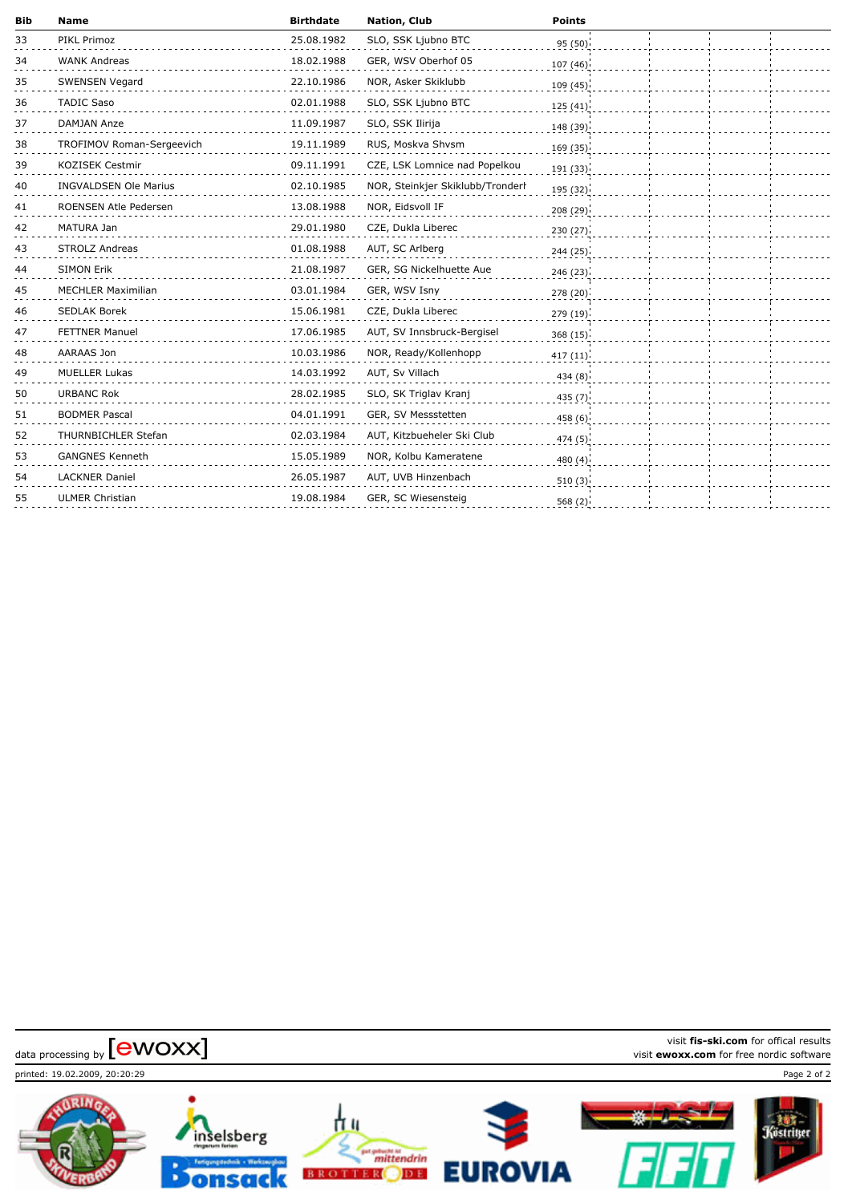| Bib | Name | Birthdate | Nation, Club | Points | | | | |
|---|---|---|---|---|---|---|---|---|
| 33 | PIKL Primoz | 25.08.1982 | SLO, SSK Ljubno BTC | 95 (50) | | | | |
| 34 | WANK Andreas | 18.02.1988 | GER, WSV Oberhof 05 | 107 (46) | | | | |
| 35 | SWENSEN Vegard | 22.10.1986 | NOR, Asker Skiklubb | 109 (45) | | | | |
| 36 | TADIC Saso | 02.01.1988 | SLO, SSK Ljubno BTC | 125 (41) | | | | |
| 37 | DAMJAN Anze | 11.09.1987 | SLO, SSK Ilirija | 148 (39) | | | | |
| 38 | TROFIMOV Roman-Sergeevich | 19.11.1989 | RUS, Moskva Shvsm | 169 (35) | | | | |
| 39 | KOZISEK Cestmir | 09.11.1991 | CZE, LSK Lomnice nad Popelkou | 191 (33) | | | | |
| 40 | INGVALDSEN Ole Marius | 02.10.1985 | NOR, Steinkjer Skiklubb/Trondert | 195 (32) | | | | |
| 41 | ROENSEN Atle Pedersen | 13.08.1988 | NOR, Eidsvoll IF | 208 (29) | | | | |
| 42 | MATURA Jan | 29.01.1980 | CZE, Dukla Liberec | 230 (27) | | | | |
| 43 | STROLZ Andreas | 01.08.1988 | AUT, SC Arlberg | 244 (25) | | | | |
| 44 | SIMON Erik | 21.08.1987 | GER, SG Nickelhuette Aue | 246 (23) | | | | |
| 45 | MECHLER Maximilian | 03.01.1984 | GER, WSV Isny | 278 (20) | | | | |
| 46 | SEDLAK Borek | 15.06.1981 | CZE, Dukla Liberec | 279 (19) | | | | |
| 47 | FETTNER Manuel | 17.06.1985 | AUT, SV Innsbruck-Bergisel | 368 (15) | | | | |
| 48 | AARAAS Jon | 10.03.1986 | NOR, Ready/Kollenhopp | 417 (11) | | | | |
| 49 | MUELLER Lukas | 14.03.1992 | AUT, Sv Villach | 434 (8) | | | | |
| 50 | URBANC Rok | 28.02.1985 | SLO, SK Triglav Kranj | 435 (7) | | | | |
| 51 | BODMER Pascal | 04.01.1991 | GER, SV Messstetten | 458 (6) | | | | |
| 52 | THURNBICHLER Stefan | 02.03.1984 | AUT, Kitzbueheler Ski Club | 474 (5) | | | | |
| 53 | GANGNES Kenneth | 15.05.1989 | NOR, Kolbu Kameratene | 480 (4) | | | | |
| 54 | LACKNER Daniel | 26.05.1987 | AUT, UVB Hinzenbach | 510 (3) | | | | |
| 55 | ULMER Christian | 19.08.1984 | GER, SC Wiesensteig | 568 (2) | | | | |

data processing by [ewoxx]

visit **fis-ski.com** for offical results
visit **ewoxx.com** for free nordic software

printed: 19.02.2009, 20:20:29